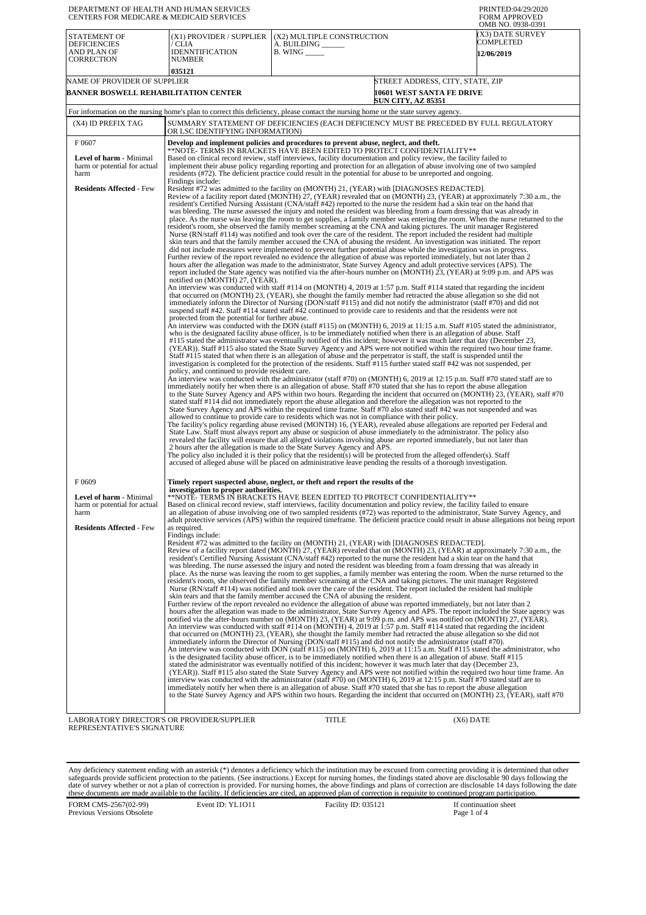DEPARTMENT OF HEALTH AND HUMAN SERVICES
CENTERS FOR MEDICARE & MEDICAID SERVICES

PRINTED:04/29/2020
FORM APPROVED
OMB NO. 0938-0391

| STATEMENT OF DEFICIENCIES AND PLAN OF CORRECTION | (X1) PROVIDER / SUPPLIER / CLIA IDENNTIFICATION NUMBER | (X2) MULTIPLE CONSTRUCTION A. BUILDING ______ B. WING _____ | (X3) DATE SURVEY COMPLETED |
|---|---|---|---|
| | 035121 | | 12/06/2019 |

| NAME OF PROVIDER OF SUPPLIER | STREET ADDRESS, CITY, STATE, ZIP |
|---|---|
| BANNER BOSWELL REHABILITATION CENTER | 10601 WEST SANTA FE DRIVE SUN CITY, AZ 85351 |

For information on the nursing home's plan to correct this deficiency, please contact the nursing home or the state survey agency.

| (X4) ID PREFIX TAG | SUMMARY STATEMENT OF DEFICIENCIES (EACH DEFICIENCY MUST BE PRECEDED BY FULL REGULATORY OR LSC IDENTIFYING INFORMATION) |
|---|---|
| F 0607<br><br>**Level of harm** - Minimal harm or potential for actual harm<br><br>**Residents Affected** - Few | **Develop and implement policies and procedures to prevent abuse, neglect, and theft.**<br>**NOTE- TERMS IN BRACKETS HAVE BEEN EDITED TO PROTECT CONFIDENTIALITY**<br>Based on clinical record review, staff interviews, facility documentation and policy review, the facility failed to implement their abuse policy regarding reporting and protection for an allegation of abuse involving one of two sampled residents (#72). The deficient practice could result in the potential for abuse to be unreported and ongoing.<br>Findings include:<br>Resident #72 was admitted to the facility on (MONTH) 21, (YEAR) with [DIAGNOSES REDACTED].<br>Review of a facility report dated (MONTH) 27, (YEAR) revealed that on (MONTH) 23, (YEAR) at approximately 7:30 a.m., the resident's Certified Nursing Assistant (CNA/staff #42) reported to the nurse the resident had a skin tear on the hand that was bleeding. The nurse assessed the injury and noted the resident was bleeding from a foam dressing that was already in place. As the nurse was leaving the room to get supplies, a family member was entering the room. When the nurse returned to the resident's room, she observed the family member screaming at the CNA and taking pictures. The unit manager Registered Nurse (RN/staff #114) was notified and took over the care of the resident. The report included the resident had multiple skin tears and that the family member accused the CNA of abusing the resident. An investigation was initiated. The report did not include measures were implemented to prevent further potential abuse while the investigation was in progress.<br>Further review of the report revealed no evidence the allegation of abuse was reported immediately, but not later than 2 hours after the allegation was made to the administrator, State Survey Agency and adult protective services (APS). The report included the State agency was notified via the after-hours number on (MONTH) 23, (YEAR) at 9:09 p.m. and APS was notified on (MONTH) 27, (YEAR).<br>An interview was conducted with staff #114 on (MONTH) 4, 2019 at 1:57 p.m. Staff #114 stated that regarding the incident that occurred on (MONTH) 23, (YEAR), she thought the family member had retracted the abuse allegation so she did not immediately inform the Director of Nursing (DON/staff #115) and did not notify the administrator (staff #70) and did not suspend staff #42. Staff #114 stated staff #42 continued to provide care to residents and that the residents were not protected from the potential for further abuse.<br>An interview was conducted with the DON (staff #115) on (MONTH) 6, 2019 at 11:15 a.m. Staff #105 stated the administrator, who is the designated facility abuse officer, is to be immediately notified when there is an allegation of abuse. Staff #115 stated the administrator was eventually notified of this incident; however it was much later that day (December 23, (YEAR)). Staff #115 also stated the State Survey Agency and APS were not notified within the required two hour time frame. Staff #115 stated that when there is an allegation of abuse and the perpetrator is staff, the staff is suspended until the investigation is completed for the protection of the residents. Staff #115 further stated staff #42 was not suspended, per policy, and continued to provide resident care.<br>An interview was conducted with the administrator (staff #70) on (MONTH) 6, 2019 at 12:15 p.m. Staff #70 stated staff are to immediately notify her when there is an allegation of abuse. Staff #70 stated that she has to report the abuse allegation to the State Survey Agency and APS within two hours. Regarding the incident that occurred on (MONTH) 23, (YEAR), staff #70 stated staff #114 did not immediately report the abuse allegation and therefore the allegation was not reported to the State Survey Agency and APS within the required time frame. Staff #70 also stated staff #42 was not suspended and was allowed to continue to provide care to residents which was not in compliance with their policy.<br>The facility's policy regarding abuse revised (MONTH) 16, (YEAR), revealed abuse allegations are reported per Federal and State Law. Staff must always report any abuse or suspicion of abuse immediately to the administrator. The policy also revealed the facility will ensure that all alleged violations involving abuse are reported immediately, but not later than 2 hours after the allegation is made to the State Survey Agency and APS.<br>The policy also included it is their policy that the resident(s) will be protected from the alleged offender(s). Staff accused of alleged abuse will be placed on administrative leave pending the results of a thorough investigation. |
| F 0609<br><br>**Level of harm** - Minimal harm or potential for actual harm<br><br>**Residents Affected** - Few | **Timely report suspected abuse, neglect, or theft and report the results of the investigation to proper authorities.**<br>**NOTE- TERMS IN BRACKETS HAVE BEEN EDITED TO PROTECT CONFIDENTIALITY**<br>Based on clinical record review, staff interviews, facility documentation and policy review, the facility failed to ensure an allegation of abuse involving one of two sampled residents (#72) was reported to the administrator, State Survey Agency, and adult protective services (APS) within the required timeframe. The deficient practice could result in abuse allegations not being report as required.<br>Findings include:<br>Resident #72 was admitted to the facility on (MONTH) 21, (YEAR) with [DIAGNOSES REDACTED].<br>Review of a facility report dated (MONTH) 27, (YEAR) revealed that on (MONTH) 23, (YEAR) at approximately 7:30 a.m., the resident's Certified Nursing Assistant (CNA/staff #42) reported to the nurse the resident had a skin tear on the hand that was bleeding. The nurse assessed the injury and noted the resident was bleeding from a foam dressing that was already in place. As the nurse was leaving the room to get supplies, a family member was entering the room. When the nurse returned to the resident's room, she observed the family member screaming at the CNA and taking pictures. The unit manager Registered Nurse (RN/staff #114) was notified and took over the care of the resident. The report included the resident had multiple skin tears and that the family member accused the CNA of abusing the resident.<br>Further review of the report revealed no evidence the allegation of abuse was reported immediately, but not later than 2 hours after the allegation was made to the administrator, State Survey Agency and APS. The report included the State agency was notified via the after-hours number on (MONTH) 23, (YEAR) at 9:09 p.m. and APS was notified on (MONTH) 27, (YEAR).<br>An interview was conducted with staff #114 on (MONTH) 4, 2019 at 1:57 p.m. Staff #114 stated that regarding the incident that occurred on (MONTH) 23, (YEAR), she thought the family member had retracted the abuse allegation so she did not immediately inform the Director of Nursing (DON/staff #115) and did not notify the administrator (staff #70).<br>An interview was conducted with DON (staff #115) on (MONTH) 6, 2019 at 11:15 a.m. Staff #115 stated the administrator, who is the designated facility abuse officer, is to be immediately notified when there is an allegation of abuse. Staff #115 stated the administrator was eventually notified of this incident; however it was much later that day (December 23, (YEAR)). Staff #115 also stated the State Survey Agency and APS were not notified within the required two hour time frame. An interview was conducted with the administrator (staff #70) on (MONTH) 6, 2019 at 12:15 p.m. Staff #70 stated staff are to immediately notify her when there is an allegation of abuse. Staff #70 stated that she has to report the abuse allegation to the State Survey Agency and APS within two hours. Regarding the incident that occurred on (MONTH) 23, (YEAR), staff #70 |

LABORATORY DIRECTOR'S OR PROVIDER/SUPPLIER REPRESENTATIVE'S SIGNATURE | TITLE | (X6) DATE

Any deficiency statement ending with an asterisk (*) denotes a deficiency which the institution may be excused from correcting providing it is determined that other safeguards provide sufficient protection to the patients. (See instructions.) Except for nursing homes, the findings stated above are disclosable 90 days following the date of survey whether or not a plan of correction is provided. For nursing homes, the above findings and plans of correction are disclosable 14 days following the date these documents are made available to the facility. If deficiencies are cited, an approved plan of correction is requisite to continued program participation.

FORM CMS-2567(02-99) Previous Versions Obsolete | Event ID: YL1O11 | Facility ID: 035121 | If continuation sheet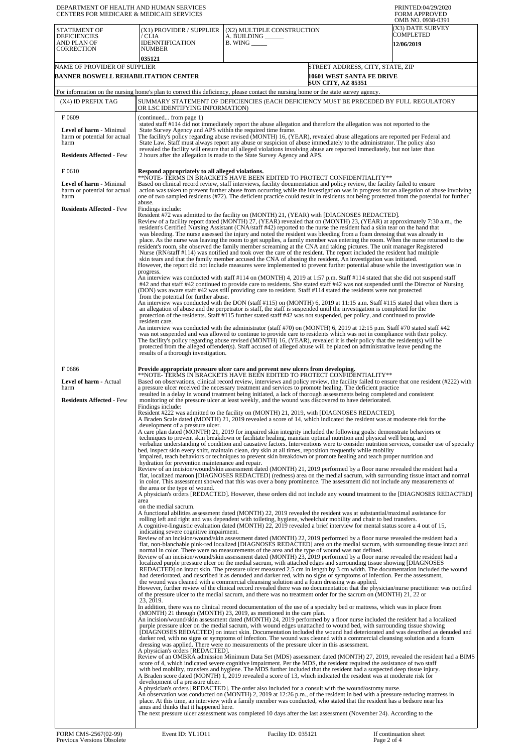DEPARTMENT OF HEALTH AND HUMAN SERVICES
CENTERS FOR MEDICARE & MEDICAID SERVICES

PRINTED:04/29/2020
FORM APPROVED
OMB NO. 0938-0391

| STATEMENT OF DEFICIENCIES AND PLAN OF CORRECTION | (X1) PROVIDER / SUPPLIER / CLIA IDENNTIFICATION NUMBER | (X2) MULTIPLE CONSTRUCTION | (X3) DATE SURVEY COMPLETED |
|---|---|---|---|
| | 035121 | A. BUILDING ______ B. WING _____ | 12/06/2019 |

| NAME OF PROVIDER OF SUPPLIER | STREET ADDRESS, CITY, STATE, ZIP |
|---|---|
| BANNER BOSWELL REHABILITATION CENTER | 10601 WEST SANTA FE DRIVE SUN CITY, AZ 85351 |

For information on the nursing home's plan to correct this deficiency, please contact the nursing home or the state survey agency.

| (X4) ID PREFIX TAG | SUMMARY STATEMENT OF DEFICIENCIES (EACH DEFICIENCY MUST BE PRECEDED BY FULL REGULATORY OR LSC IDENTIFYING INFORMATION) |
|---|---|
| F 0609<br><br>**Level of harm** - Minimal harm or potential for actual harm<br><br>**Residents Affected** - Few | (continued... from page 1)<br>stated staff #114 did not immediately report the abuse allegation and therefore the allegation was not reported to the State Survey Agency and APS within the required time frame.<br>The facility's policy regarding abuse revised (MONTH) 16, (YEAR), revealed abuse allegations are reported per Federal and State Law. Staff must always report any abuse or suspicion of abuse immediately to the administrator. The policy also revealed the facility will ensure that all alleged violations involving abuse are reported immediately, but not later than 2 hours after the allegation is made to the State Survey Agency and APS. |
| F 0610<br><br>**Level of harm** - Minimal harm or potential for actual harm<br><br>**Residents Affected** - Few | **Respond appropriately to all alleged violations.**<br>**NOTE- TERMS IN BRACKETS HAVE BEEN EDITED TO PROTECT CONFIDENTIALITY**<br>Based on clinical record review, staff interviews, facility documentation and policy review, the facility failed to ensure action was taken to prevent further abuse from occurring while the investigation was in progress for an allegation of abuse involving one of two sampled residents (#72). The deficient practice could result in residents not being protected from the potential for further abuse.<br>Findings include:<br>Resident #72 was admitted to the facility on (MONTH) 21, (YEAR) with [DIAGNOSES REDACTED].<br>Review of a facility report dated (MONTH) 27, (YEAR) revealed that on (MONTH) 23, (YEAR) at approximately 7:30 a.m., the resident's Certified Nursing Assistant (CNA/staff #42) reported to the nurse the resident had a skin tear on the hand that was bleeding. The nurse assessed the injury and noted the resident was bleeding from a foam dressing that was already in place. As the nurse was leaving the room to get supplies, a family member was entering the room. When the nurse returned to the resident's room, she observed the family member screaming at the CNA and taking pictures. The unit manager Registered Nurse (RN/staff #114) was notified and took over the care of the resident. The report included the resident had multiple skin tears and that the family member accused the CNA of abusing the resident. An investigation was initiated.<br>However, the report did not include measures were implemented to prevent further potential abuse while the investigation was in progress.<br>An interview was conducted with staff #114 on (MONTH) 4, 2019 at 1:57 p.m. Staff #114 stated that she did not suspend staff #42 and that staff #42 continued to provide care to residents. She stated staff #42 was not suspended until the Director of Nursing (DON) was aware staff #42 was still providing care to resident. Staff #114 stated the residents were not protected from the potential for further abuse.<br>An interview was conducted with the DON (staff #115) on (MONTH) 6, 2019 at 11:15 a.m. Staff #115 stated that when there is an allegation of abuse and the perpetrator is staff, the staff is suspended until the investigation is completed for the protection of the residents. Staff #115 further stated staff #42 was not suspended, per policy, and continued to provide resident care.<br>An interview was conducted with the administrator (staff #70) on (MONTH) 6, 2019 at 12:15 p.m. Staff #70 stated staff #42 was not suspended and was allowed to continue to provide care to residents which was not in compliance with their policy.<br>The facility's policy regarding abuse revised (MONTH) 16, (YEAR), revealed it is their policy that the resident(s) will be protected from the alleged offender(s). Staff accused of alleged abuse will be placed on administrative leave pending the results of a thorough investigation. |
| F 0686<br><br>**Level of harm** - Actual harm<br><br>**Residents Affected** - Few | **Provide appropriate pressure ulcer care and prevent new ulcers from developing.**<br>**NOTE- TERMS IN BRACKETS HAVE BEEN EDITED TO PROTECT CONFIDENTIALITY**<br>Based on observations, clinical record review, interviews and policy review, the facility failed to ensure that one resident (#222) with a pressure ulcer received the necessary treatment and services to promote healing. The deficient practice resulted in a delay in wound treatment being initiated, a lack of thorough assessments being completed and consistent monitoring of the pressure ulcer at least weekly, and the wound was discovered to have deteriorated.<br>Findings include:<br>Resident #222 was admitted to the facility on (MONTH) 21, 2019, with [DIAGNOSES REDACTED].<br>A Braden Scale dated (MONTH) 21, 2019 revealed a score of 14, which indicated the resident was at moderate risk for the development of a pressure ulcer.<br>A care plan dated (MONTH) 21, 2019 for impaired skin integrity included the following goals: demonstrate behaviors or techniques to prevent skin breakdown or facilitate healing, maintain optimal nutrition and physical well being, and verbalize understanding of condition and causative factors. Interventions were to consider nutrition services, consider use of specialty bed, inspect skin every shift, maintain clean, dry skin at all times, reposition frequently while mobility impaired, teach behaviors or techniques to prevent skin breakdown or promote healing and teach proper nutrition and hydration for prevention maintenance and repair.<br>Review of an incision/wound/skin assessment dated (MONTH) 21, 2019 performed by a floor nurse revealed the resident had a flat, localized maroon [DIAGNOSES REDACTED] (redness) area on the medial sacrum, with surrounding tissue intact and normal in color. This assessment showed that this was over a bony prominence. The assessment did not include any measurements of the area or the type of wound.<br>A physician's orders [REDACTED]. However, these orders did not include any wound treatment to the [DIAGNOSES REDACTED] area on the medial sacrum.<br>A functional abilities assessment dated (MONTH) 22, 2019 revealed the resident was at substantial/maximal assistance for rolling left and right and was dependent with toileting, hygiene, wheelchair mobility and chair to bed transfers.<br>A cognitive-linguistic evaluation dated (MONTH) 22, 2019 revealed a brief interview for mental status score a 4 out of 15, indicating severe cognitive impairment.<br>Review of an incision/wound/skin assessment dated (MONTH) 22, 2019 performed by a floor nurse revealed the resident had a flat, non-blanchable pink-red localized [DIAGNOSES REDACTED] area on the medial sacrum, with surrounding tissue intact and normal in color. There were no measurements of the area and the type of wound was not defined.<br>Review of an incision/wound/skin assessment dated (MONTH) 23, 2019 performed by a floor nurse revealed the resident had a localized purple pressure ulcer on the medial sacrum, with attached edges and surrounding tissue showing [DIAGNOSES REDACTED] on intact skin. The pressure ulcer measured 2.5 cm in length by 3 cm width. The documentation included the wound had deteriorated, and described it as denuded and darker red, with no signs or symptoms of infection. Per the assessment, the wound was cleaned with a commercial cleansing solution and a foam dressing was applied.<br>However, further review of the clinical record revealed there was no documentation that the physician/nurse practitioner was notified of the pressure ulcer to the medial sacrum, and there was no treatment order for the sacrum on (MONTH) 21, 22 or 23, 2019.<br>In addition, there was no clinical record documentation of the use of a specialty bed or mattress, which was in place from (MONTH) 21 through (MONTH) 23, 2019, as mentioned in the care plan.<br>An incision/wound/skin assessment dated (MONTH) 24, 2019 performed by a floor nurse included the resident had a localized purple pressure ulcer on the medial sacrum, with wound edges unattached to wound bed, with surrounding tissue showing [DIAGNOSES REDACTED] on intact skin. Documentation included the wound had deteriorated and was described as denuded and darker red, with no signs or symptoms of infection. The wound was cleaned with a commercial cleansing solution and a foam dressing was applied. There were no measurements of the pressure ulcer in this assessment.<br>A physician's orders [REDACTED].<br>Review of an OMBRA admission Minimum Data Set (MDS) assessment dated (MONTH) 27, 2019, revealed the resident had a BIMS score of 4, which indicated severe cognitive impairment. Per the MDS, the resident required the assistance of two staff with bed mobility, transfers and hygiene. The MDS further included that the resident had a suspected deep tissue injury.<br>A Braden score dated (MONTH) 1, 2019 revealed a score of 13, which indicated the resident was at moderate risk for development of a pressure ulcer.<br>A physician's orders [REDACTED]. The order also included for a consult with the wound/ostomy nurse.<br>An observation was conducted on (MONTH) 2, 2019 at 12:26 p.m., of the resident in bed with a pressure reducing mattress in place. At this time, an interview with a family member was conducted, who stated that the resident has a bedsore near his anus and thinks that it happened here.<br>The next pressure ulcer assessment was completed 10 days after the last assessment (November 24). According to the |

FORM CMS-2567(02-99) Previous Versions Obsolete | Event ID: YL1O11 | Facility ID: 035121 | If continuation sheet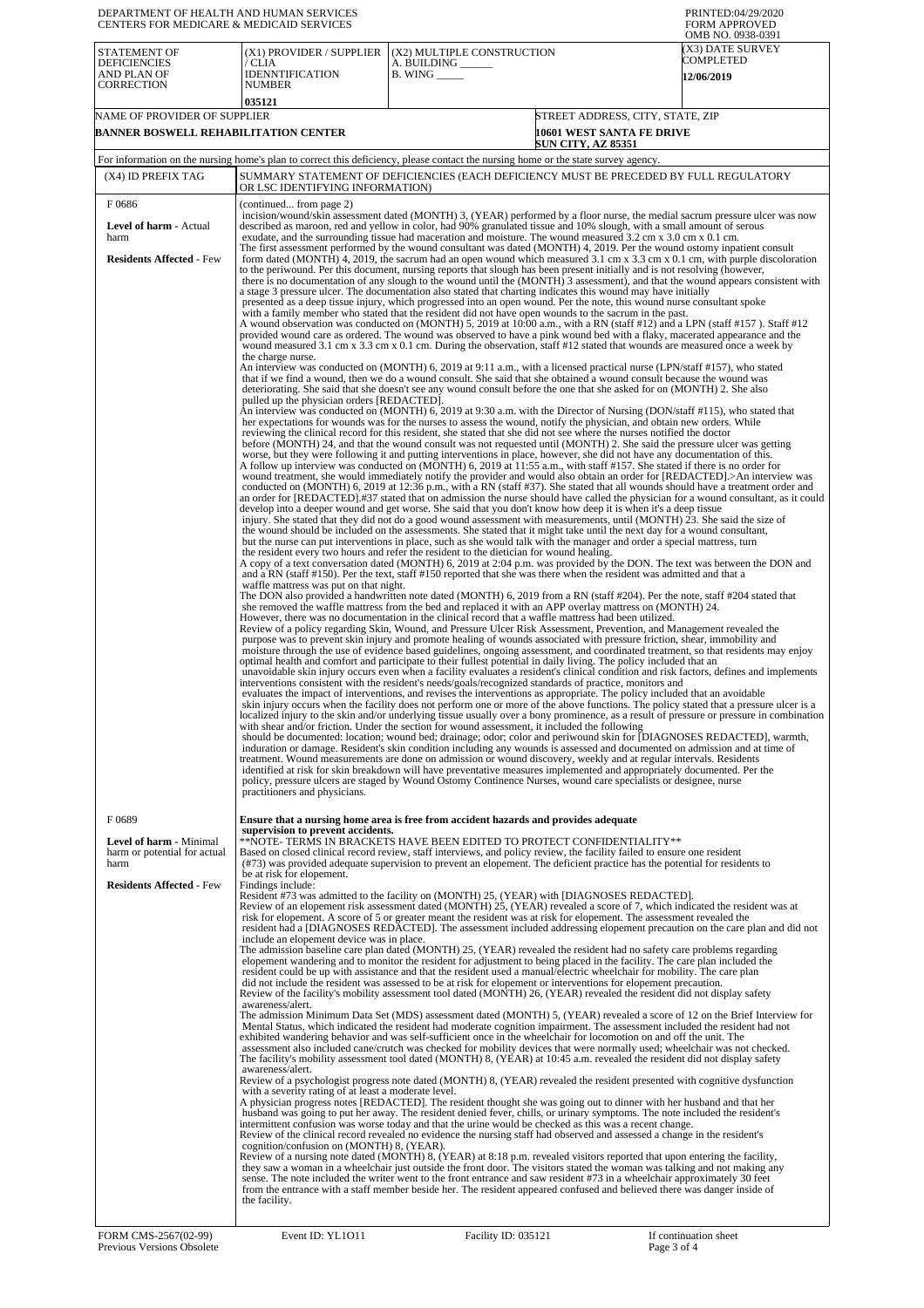DEPARTMENT OF HEALTH AND HUMAN SERVICES
CENTERS FOR MEDICARE & MEDICAID SERVICES

PRINTED:04/29/2020
FORM APPROVED
OMB NO. 0938-0391

| STATEMENT OF DEFICIENCIES AND PLAN OF CORRECTION | (X1) PROVIDER / SUPPLIER / CLIA IDENNTIFICATION NUMBER | (X2) MULTIPLE CONSTRUCTION A. BUILDING ______ B. WING _____ | (X3) DATE SURVEY COMPLETED |
|---|---|---|---|
| | 035121 | | 12/06/2019 |

| NAME OF PROVIDER OF SUPPLIER | STREET ADDRESS, CITY, STATE, ZIP |
|---|---|
| BANNER BOSWELL REHABILITATION CENTER | 10601 WEST SANTA FE DRIVE SUN CITY, AZ 85351 |

For information on the nursing home's plan to correct this deficiency, please contact the nursing home or the state survey agency.

| (X4) ID PREFIX TAG | SUMMARY STATEMENT OF DEFICIENCIES (EACH DEFICIENCY MUST BE PRECEDED BY FULL REGULATORY OR LSC IDENTIFYING INFORMATION) |
|---|---|
| F 0686<br><br>**Level of harm** - Actual harm<br><br>**Residents Affected** - Few | (continued... from page 2)<br>incision/wound/skin assessment dated (MONTH) 3, (YEAR) performed by a floor nurse, the medial sacrum pressure ulcer was now described as maroon, red and yellow in color, had 90% granulated tissue and 10% slough, with a small amount of serous exudate, and the surrounding tissue had maceration and moisture. The wound measured 3.2 cm x 3.0 cm x 0.1 cm.<br>The first assessment performed by the wound consultant was dated (MONTH) 4, 2019. Per the wound ostomy inpatient consult form dated (MONTH) 4, 2019, the sacrum had an open wound which measured 3.1 cm x 3.3 cm x 0.1 cm, with purple discoloration to the periwound. Per this document, nursing reports that slough has been present initially and is not resolving (however, there is no documentation of any slough to the wound until the (MONTH) 3 assessment), and that the wound appears consistent with a stage 3 pressure ulcer. The documentation also stated that charting indicates this wound may have initially presented as a deep tissue injury, which progressed into an open wound. Per the note, this wound nurse consultant spoke with a family member who stated that the resident did not have open wounds to the sacrum in the past.<br>A wound observation was conducted on (MONTH) 5, 2019 at 10:00 a.m., with a RN (staff #12) and a LPN (staff #157 ). Staff #12 provided wound care as ordered. The wound was observed to have a pink wound bed with a flaky, macerated appearance and the wound measured 3.1 cm x 3.3 cm x 0.1 cm. During the observation, staff #12 stated that wounds are measured once a week by the charge nurse.<br>An interview was conducted on (MONTH) 6, 2019 at 9:11 a.m., with a licensed practical nurse (LPN/staff #157), who stated that if we find a wound, then we do a wound consult. She said that she obtained a wound consult because the wound was deteriorating. She said that she doesn't see any wound consult before the one that she asked for on (MONTH) 2. She also pulled up the physician orders [REDACTED].<br>An interview was conducted on (MONTH) 6, 2019 at 9:30 a.m. with the Director of Nursing (DON/staff #115), who stated that her expectations for wounds was for the nurses to assess the wound, notify the physician, and obtain new orders. While reviewing the clinical record for this resident, she stated that she did not see where the nurses notified the doctor before (MONTH) 24, and that the wound consult was not requested until (MONTH) 2. She said the pressure ulcer was getting worse, but they were following it and putting interventions in place, however, she did not have any documentation of this.<br>A follow up interview was conducted on (MONTH) 6, 2019 at 11:55 a.m., with staff #157. She stated if there is no order for wound treatment, she would immediately notify the provider and would also obtain an order for [REDACTED].>An interview was conducted on (MONTH) 6, 2019 at 12:36 p.m., with a RN (staff #37). She stated that all wounds should have a treatment order and an order for [REDACTED].#37 stated that on admission the nurse should have called the physician for a wound consultant, as it could develop into a deeper wound and get worse. She said that you don't know how deep it is when it's a deep tissue injury. She stated that they did not do a good wound assessment with measurements, until (MONTH) 23. She said the size of the wound should be included on the assessments. She stated that it might take until the next day for a wound consultant, but the nurse can put interventions in place, such as she would talk with the manager and order a special mattress, turn the resident every two hours and refer the resident to the dietician for wound healing.<br>A copy of a text conversation dated (MONTH) 6, 2019 at 2:04 p.m. was provided by the DON. The text was between the DON and and a RN (staff #150). Per the text, staff #150 reported that she was there when the resident was admitted and that a waffle mattress was put on that night.<br>The DON also provided a handwritten note dated (MONTH) 6, 2019 from a RN (staff #204). Per the note, staff #204 stated that she removed the waffle mattress from the bed and replaced it with an APP overlay mattress on (MONTH) 24.<br>However, there was no documentation in the clinical record that a waffle mattress had been utilized.<br>Review of a policy regarding Skin, Wound, and Pressure Ulcer Risk Assessment, Prevention, and Management revealed the purpose was to prevent skin injury and promote healing of wounds associated with pressure friction, shear, immobility and moisture through the use of evidence based guidelines, ongoing assessment, and coordinated treatment, so that residents may enjoy optimal health and comfort and participate to their fullest potential in daily living. The policy included that an unavoidable skin injury occurs even when a facility evaluates a resident's clinical condition and risk factors, defines and implements interventions consistent with the resident's needs/goals/recognized standards of practice, monitors and evaluates the impact of interventions, and revises the interventions as appropriate. The policy included that an avoidable skin injury occurs when the facility does not perform one or more of the above functions. The policy stated that a pressure ulcer is a localized injury to the skin and/or underlying tissue usually over a bony prominence, as a result of pressure or pressure in combination with shear and/or friction. Under the section for wound assessment, it included the following should be documented: location; wound bed; drainage; odor; color and periwound skin for [DIAGNOSES REDACTED], warmth, induration or damage. Resident's skin condition including any wounds is assessed and documented on admission and at time of treatment. Wound measurements are done on admission or wound discovery, weekly and at regular intervals. Residents identified at risk for skin breakdown will have preventative measures implemented and appropriately documented. Per the policy, pressure ulcers are staged by Wound Ostomy Continence Nurses, wound care specialists or designee, nurse practitioners and physicians. |
| F 0689<br><br>**Level of harm** - Minimal harm or potential for actual harm<br><br>**Residents Affected** - Few | **Ensure that a nursing home area is free from accident hazards and provides adequate supervision to prevent accidents.**<br>**NOTE- TERMS IN BRACKETS HAVE BEEN EDITED TO PROTECT CONFIDENTIALITY**<br>Based on closed clinical record review, staff interviews, and policy review, the facility failed to ensure one resident (#73) was provided adequate supervision to prevent an elopement. The deficient practice has the potential for residents to be at risk for elopement.<br>Findings include:<br>Resident #73 was admitted to the facility on (MONTH) 25, (YEAR) with [DIAGNOSES REDACTED].<br>Review of an elopement risk assessment dated (MONTH) 25, (YEAR) revealed a score of 7, which indicated the resident was at risk for elopement. A score of 5 or greater meant the resident was at risk for elopement. The assessment revealed the resident had a [DIAGNOSES REDACTED]. The assessment included addressing elopement precaution on the care plan and did not include an elopement device was in place.<br>The admission baseline care plan dated (MONTH) 25, (YEAR) revealed the resident had no safety care problems regarding elopement wandering and to monitor the resident for adjustment to being placed in the facility. The care plan included the resident could be up with assistance and that the resident used a manual/electric wheelchair for mobility. The care plan did not include the resident was assessed to be at risk for elopement or interventions for elopement precaution.<br>Review of the facility's mobility assessment tool dated (MONTH) 26, (YEAR) revealed the resident did not display safety awareness/alert.<br>The admission Minimum Data Set (MDS) assessment dated (MONTH) 5, (YEAR) revealed a score of 12 on the Brief Interview for Mental Status, which indicated the resident had moderate cognition impairment. The assessment included the resident had not exhibited wandering behavior and was self-sufficient once in the wheelchair for locomotion on and off the unit. The assessment also included cane/crutch was checked for mobility devices that were normally used; wheelchair was not checked.<br>The facility's mobility assessment tool dated (MONTH) 8, (YEAR) at 10:45 a.m. revealed the resident did not display safety awareness/alert.<br>Review of a psychologist progress note dated (MONTH) 8, (YEAR) revealed the resident presented with cognitive dysfunction with a severity rating of at least a moderate level.<br>A physician progress notes [REDACTED]. The resident thought she was going out to dinner with her husband and that her husband was going to put her away. The resident denied fever, chills, or urinary symptoms. The note included the resident's intermittent confusion was worse today and that the urine would be checked as this was a recent change.<br>Review of the clinical record revealed no evidence the nursing staff had observed and assessed a change in the resident's cognition/confusion on (MONTH) 8, (YEAR).<br>Review of a nursing note dated (MONTH) 8, (YEAR) at 8:18 p.m. revealed visitors reported that upon entering the facility, they saw a woman in a wheelchair just outside the front door. The visitors stated the woman was talking and not making any sense. The note included the writer went to the front entrance and saw resident #73 in a wheelchair approximately 30 feet from the entrance with a staff member beside her. The resident appeared confused and believed there was danger inside of the facility. |

FORM CMS-2567(02-99) Previous Versions Obsolete | Event ID: YL1O11 | Facility ID: 035121 | If continuation sheet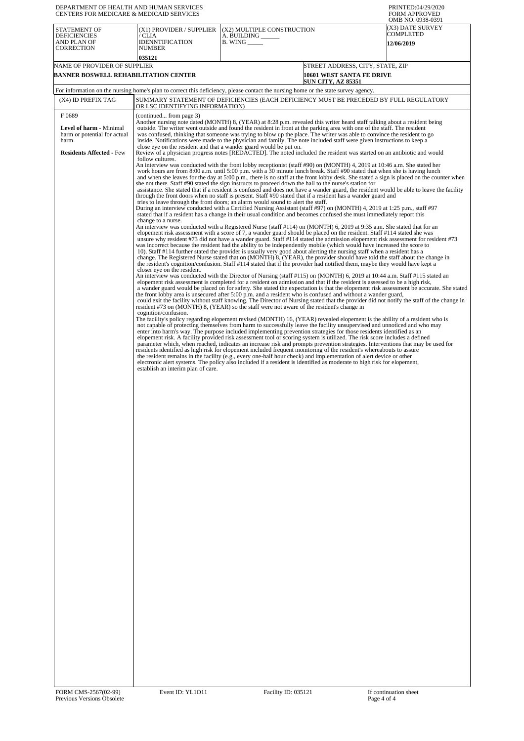DEPARTMENT OF HEALTH AND HUMAN SERVICES
CENTERS FOR MEDICARE & MEDICAID SERVICES

PRINTED:04/29/2020
FORM APPROVED
OMB NO. 0938-0391

| STATEMENT OF DEFICIENCIES AND PLAN OF CORRECTION | (X1) PROVIDER / SUPPLIER / CLIA IDENNTIFICATION NUMBER | (X2) MULTIPLE CONSTRUCTION A. BUILDING ______ B. WING _____ | (X3) DATE SURVEY COMPLETED |
|---|---|---|---|
| | 035121 | | 12/06/2019 |

| NAME OF PROVIDER OF SUPPLIER | STREET ADDRESS, CITY, STATE, ZIP |
|---|---|
| BANNER BOSWELL REHABILITATION CENTER | 10601 WEST SANTA FE DRIVE SUN CITY, AZ 85351 |

For information on the nursing home's plan to correct this deficiency, please contact the nursing home or the state survey agency.

| (X4) ID PREFIX TAG | SUMMARY STATEMENT OF DEFICIENCIES (EACH DEFICIENCY MUST BE PRECEDED BY FULL REGULATORY OR LSC IDENTIFYING INFORMATION) |
|---|---|
| F 0689 **Level of harm** - Minimal harm or potential for actual harm **Residents Affected** - Few | (continued... from page 3) Another nursing note dated (MONTH) 8, (YEAR) at 8:28 p.m. revealed this writer heard staff talking about a resident being outside. The writer went outside and found the resident in front at the parking area with one of the staff. The resident was confused, thinking that someone was trying to blow up the place. The writer was able to convince the resident to go inside. Notifications were made to the physician and family. The note included staff were given instructions to keep a close eye on the resident and that a wander guard would be put on. Review of a physician progress notes [REDACTED]. The noted included the resident was started on an antibiotic and would follow cultures. An interview was conducted with the front lobby receptionist (staff #90) on (MONTH) 4, 2019 at 10:46 a.m. She stated her work hours are from 8:00 a.m. until 5:00 p.m. with a 30 minute lunch break. Staff #90 stated that when she is having lunch and when she leaves for the day at 5:00 p.m., there is no staff at the front lobby desk. She stated a sign is placed on the counter when she not there. Staff #90 stated the sign instructs to proceed down the hall to the nurse's station for assistance. She stated that if a resident is confused and does not have a wander guard, the resident would be able to leave the facility through the front doors when no staff is present. Staff #90 stated that if a resident has a wander guard and tries to leave through the front doors; an alarm would sound to alert the staff. During an interview conducted with a Certified Nursing Assistant (staff #97) on (MONTH) 4, 2019 at 1:25 p.m., staff #97 stated that if a resident has a change in their usual condition and becomes confused she must immediately report this change to a nurse. An interview was conducted with a Registered Nurse (staff #114) on (MONTH) 6, 2019 at 9:35 a.m. She stated that for an elopement risk assessment with a score of 7, a wander guard should be placed on the resident. Staff #114 stated she was unsure why resident #73 did not have a wander guard. Staff #114 stated the admission elopement risk assessment for resident #73 was incorrect because the resident had the ability to be independently mobile (which would have increased the score to 10). Staff #114 further stated the provider is usually very good about alerting the nursing staff when a resident has a change. The Registered Nurse stated that on (MONTH) 8, (YEAR), the provider should have told the staff about the change in the resident's cognition/confusion. Staff #114 stated that if the provider had notified them, maybe they would have kept a closer eye on the resident. An interview was conducted with the Director of Nursing (staff #115) on (MONTH) 6, 2019 at 10:44 a.m. Staff #115 stated an elopement risk assessment is completed for a resident on admission and that if the resident is assessed to be a high risk, a wander guard would be placed on for safety. She stated the expectation is that the elopement risk assessment be accurate. She stated the front lobby area is unsecured after 5:00 p.m. and a resident who is confused and without a wander guard, could exit the facility without staff knowing. The Director of Nursing stated that the provider did not notify the staff of the change in resident #73 on (MONTH) 8, (YEAR) so the staff were not aware of the resident's change in cognition/confusion. The facility's policy regarding elopement revised (MONTH) 16, (YEAR) revealed elopement is the ability of a resident who is not capable of protecting themselves from harm to successfully leave the facility unsupervised and unnoticed and who may enter into harm's way. The purpose included implementing prevention strategies for those residents identified as an elopement risk. A facility provided risk assessment tool or scoring system is utilized. The risk score includes a defined parameter which, when reached, indicates an increase risk and prompts prevention strategies. Interventions that may be used for residents identified as high risk for elopement included frequent monitoring of the resident's whereabouts to assure the resident remains in the facility (e.g., every one-half hour check) and implementation of alert device or other electronic alert systems. The policy also included if a resident is identified as moderate to high risk for elopement, establish an interim plan of care. |

FORM CMS-2567(02-99) Previous Versions Obsolete | Event ID: YL1O11 | Facility ID: 035121 | If continuation sheet